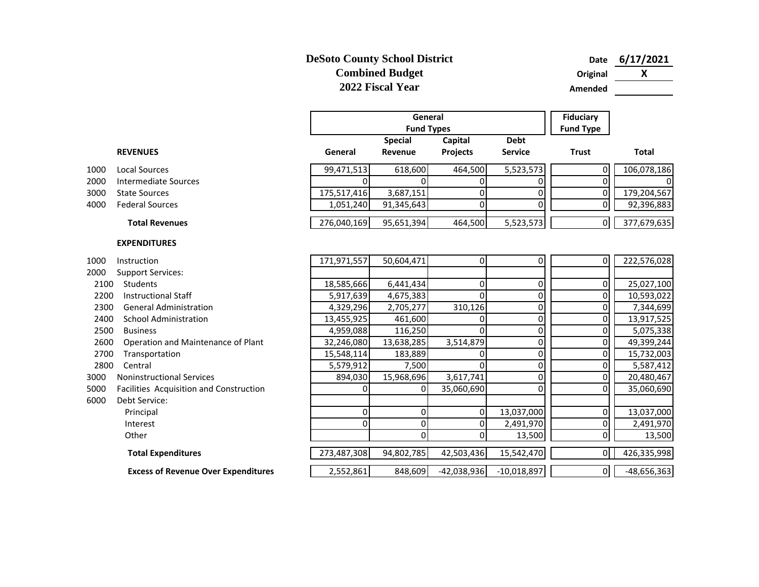# DeSoto County School District
## Combined Budget
## 2022 Fiscal Year

| | |
|---|---|
| Date | 6/17/2021 |
| Original | X |
| Amended | |

| | | General Fund Types | | | | Fiduciary Fund Type | |
|---|---|---|---|---|---|---|---|
| | | | Special | Capital | Debt | | |
| | **REVENUES** | **General** | **Revenue** | **Projects** | **Service** | **Trust** | **Total** |
| 1000 | Local Sources | 99,471,513 | 618,600 | 464,500 | 5,523,573 | 0 | 106,078,186 |
| 2000 | Intermediate Sources | 0 | 0 | 0 | 0 | 0 | 0 |
| 3000 | State Sources | 175,517,416 | 3,687,151 | 0 | 0 | 0 | 179,204,567 |
| 4000 | Federal Sources | 1,051,240 | 91,345,643 | 0 | 0 | 0 | 92,396,883 |
| | **Total Revenues** | 276,040,169 | 95,651,394 | 464,500 | 5,523,573 | 0 | 377,679,635 |
| | **EXPENDITURES** | | | | | | |
| 1000 | Instruction | 171,971,557 | 50,604,471 | 0 | 0 | 0 | 222,576,028 |
| 2000 | Support Services: | | | | | | |
| 2100 | Students | 18,585,666 | 6,441,434 | 0 | 0 | 0 | 25,027,100 |
| 2200 | Instructional Staff | 5,917,639 | 4,675,383 | 0 | 0 | 0 | 10,593,022 |
| 2300 | General Administration | 4,329,296 | 2,705,277 | 310,126 | 0 | 0 | 7,344,699 |
| 2400 | School Administration | 13,455,925 | 461,600 | 0 | 0 | 0 | 13,917,525 |
| 2500 | Business | 4,959,088 | 116,250 | 0 | 0 | 0 | 5,075,338 |
| 2600 | Operation and Maintenance of Plant | 32,246,080 | 13,638,285 | 3,514,879 | 0 | 0 | 49,399,244 |
| 2700 | Transportation | 15,548,114 | 183,889 | 0 | 0 | 0 | 15,732,003 |
| 2800 | Central | 5,579,912 | 7,500 | 0 | 0 | 0 | 5,587,412 |
| 3000 | Noninstructional Services | 894,030 | 15,968,696 | 3,617,741 | 0 | 0 | 20,480,467 |
| 5000 | Facilities Acquisition and Construction | 0 | 0 | 35,060,690 | 0 | 0 | 35,060,690 |
| 6000 | Debt Service: | | | | | | |
| | Principal | 0 | 0 | 0 | 13,037,000 | 0 | 13,037,000 |
| | Interest | 0 | 0 | 0 | 2,491,970 | 0 | 2,491,970 |
| | Other | | 0 | 0 | 13,500 | 0 | 13,500 |
| | **Total Expenditures** | 273,487,308 | 94,802,785 | 42,503,436 | 15,542,470 | 0 | 426,335,998 |
| | **Excess of Revenue Over Expenditures** | 2,552,861 | 848,609 | -42,038,936 | -10,018,897 | 0 | -48,656,363 |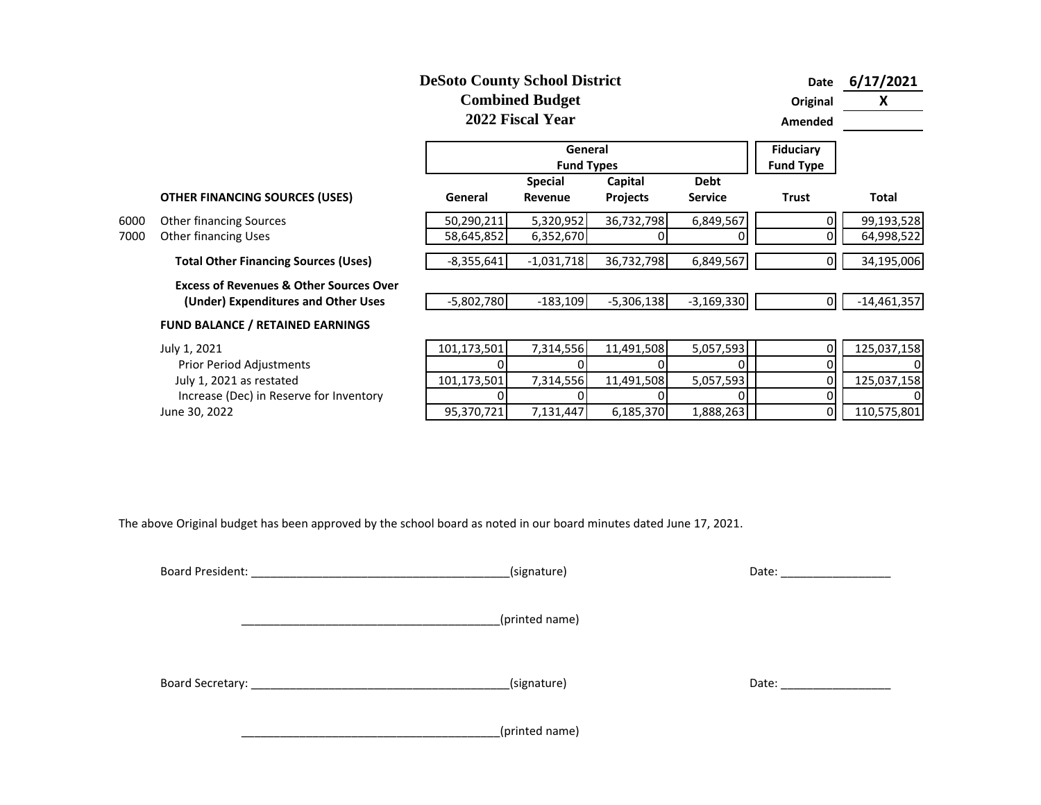# DeSoto County School District
## Combined Budget
## 2022 Fiscal Year

Date 6/17/2021
Original X
Amended

| | | General Fund Types | | | | Fiduciary Fund Type | |
|---|---|---|---|---|---|---|---|
| | **OTHER FINANCING SOURCES (USES)** | **General** | **Special Revenue** | **Capital Projects** | **Debt Service** | **Trust** | **Total** |
| 6000 | Other financing Sources | 50,290,211 | 5,320,952 | 36,732,798 | 6,849,567 | 0 | 99,193,528 |
| 7000 | Other financing Uses | 58,645,852 | 6,352,670 | 0 | 0 | 0 | 64,998,522 |
| | **Total Other Financing Sources (Uses)** | -8,355,641 | -1,031,718 | 36,732,798 | 6,849,567 | 0 | 34,195,006 |
| | **Excess of Revenues & Other Sources Over (Under) Expenditures and Other Uses** | -5,802,780 | -183,109 | -5,306,138 | -3,169,330 | 0 | -14,461,357 |
| | **FUND BALANCE / RETAINED EARNINGS** | | | | | | |
| | July 1, 2021 | 101,173,501 | 7,314,556 | 11,491,508 | 5,057,593 | 0 | 125,037,158 |
| | Prior Period Adjustments | 0 | 0 | 0 | 0 | 0 | 0 |
| | July 1, 2021 as restated | 101,173,501 | 7,314,556 | 11,491,508 | 5,057,593 | 0 | 125,037,158 |
| | Increase (Dec) in Reserve for Inventory | 0 | 0 | 0 | 0 | 0 | 0 |
| | June 30, 2022 | 95,370,721 | 7,131,447 | 6,185,370 | 1,888,263 | 0 | 110,575,801 |

The above Original budget has been approved by the school board as noted in our board minutes dated June 17, 2021.

Board President: ________________________________________(signature) Date: _________________

________________________________________(printed name)

Board Secretary: ________________________________________(signature) Date: _________________

________________________________________(printed name)